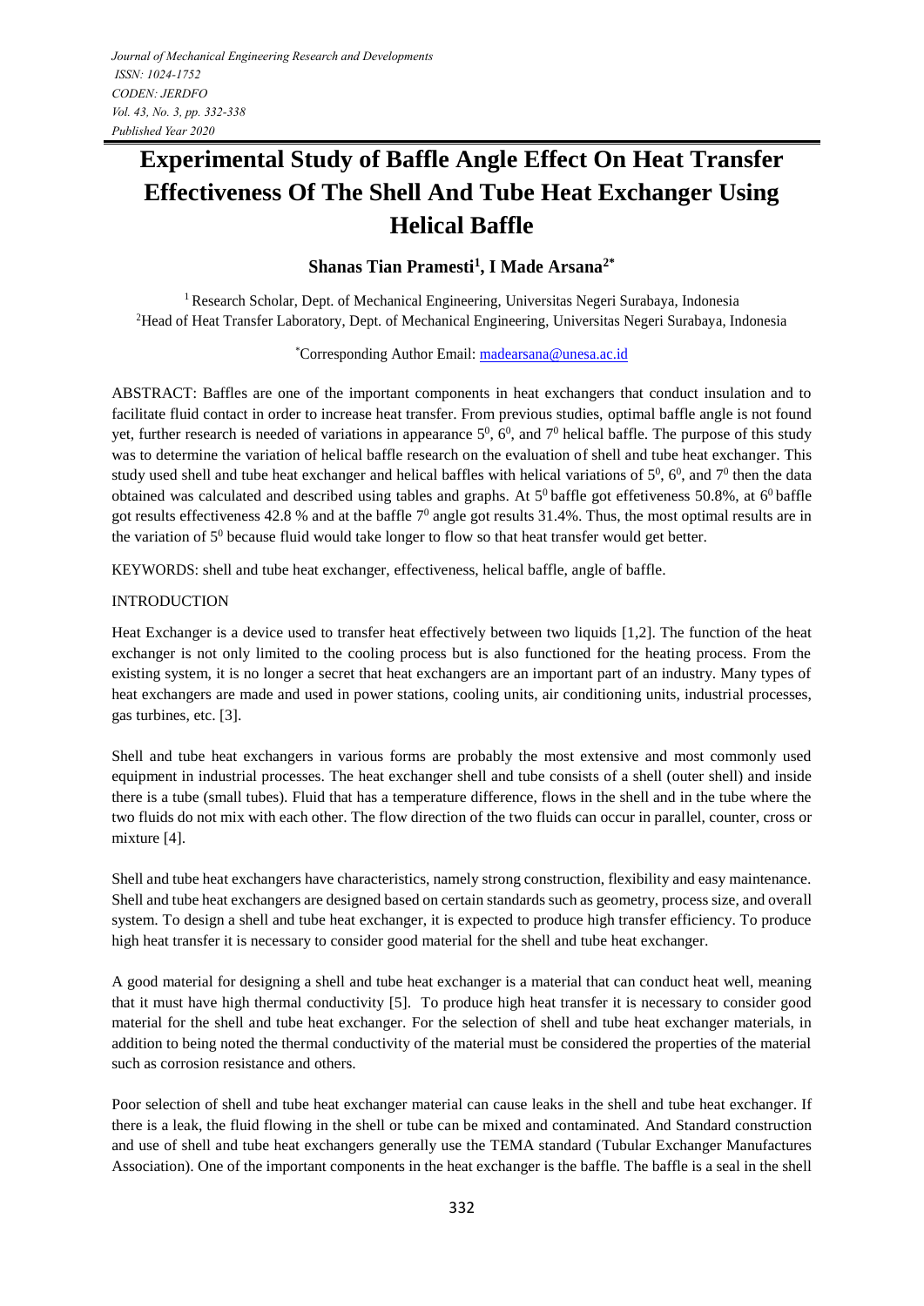# Experimental Study of Baffle Angle Effect On Heat Transfer Effectiveness Of The Shell And Tube Heat Exchanger Using Helical Baffle

**Shanas Tian Pramesti[1], I Made Arsana[2*]**

[1] Research Scholar, Dept. of Mechanical Engineering, Universitas Negeri Surabaya, Indonesia
[2] Head of Heat Transfer Laboratory, Dept. of Mechanical Engineering, Universitas Negeri Surabaya, Indonesia

*Corresponding Author Email: madearsana@unesa.ac.id

ABSTRACT: Baffles are one of the important components in heat exchangers that conduct insulation and to facilitate fluid contact in order to increase heat transfer. From previous studies, optimal baffle angle is not found yet, further research is needed of variations in appearance $5^0$, $6^0$, and $7^0$ helical baffle. The purpose of this study was to determine the variation of helical baffle research on the evaluation of shell and tube heat exchanger. This study used shell and tube heat exchanger and helical baffles with helical variations of $5^0$, $6^0$, and $7^0$ then the data obtained was calculated and described using tables and graphs. At $5^0$ baffle got effetiveness 50.8%, at $6^0$ baffle got results effectiveness 42.8 % and at the baffle $7^0$ angle got results 31.4%. Thus, the most optimal results are in the variation of $5^0$ because fluid would take longer to flow so that heat transfer would get better.

KEYWORDS: shell and tube heat exchanger, effectiveness, helical baffle, angle of baffle.

## INTRODUCTION

Heat Exchanger is a device used to transfer heat effectively between two liquids [1,2]. The function of the heat exchanger is not only limited to the cooling process but is also functioned for the heating process. From the existing system, it is no longer a secret that heat exchangers are an important part of an industry. Many types of heat exchangers are made and used in power stations, cooling units, air conditioning units, industrial processes, gas turbines, etc. [3].

Shell and tube heat exchangers in various forms are probably the most extensive and most commonly used equipment in industrial processes. The heat exchanger shell and tube consists of a shell (outer shell) and inside there is a tube (small tubes). Fluid that has a temperature difference, flows in the shell and in the tube where the two fluids do not mix with each other. The flow direction of the two fluids can occur in parallel, counter, cross or mixture [4].

Shell and tube heat exchangers have characteristics, namely strong construction, flexibility and easy maintenance. Shell and tube heat exchangers are designed based on certain standards such as geometry, process size, and overall system. To design a shell and tube heat exchanger, it is expected to produce high transfer efficiency. To produce high heat transfer it is necessary to consider good material for the shell and tube heat exchanger.

A good material for designing a shell and tube heat exchanger is a material that can conduct heat well, meaning that it must have high thermal conductivity [5]. To produce high heat transfer it is necessary to consider good material for the shell and tube heat exchanger. For the selection of shell and tube heat exchanger materials, in addition to being noted the thermal conductivity of the material must be considered the properties of the material such as corrosion resistance and others.

Poor selection of shell and tube heat exchanger material can cause leaks in the shell and tube heat exchanger. If there is a leak, the fluid flowing in the shell or tube can be mixed and contaminated. And Standard construction and use of shell and tube heat exchangers generally use the TEMA standard (Tubular Exchanger Manufactures Association). One of the important components in the heat exchanger is the baffle. The baffle is a seal in the shell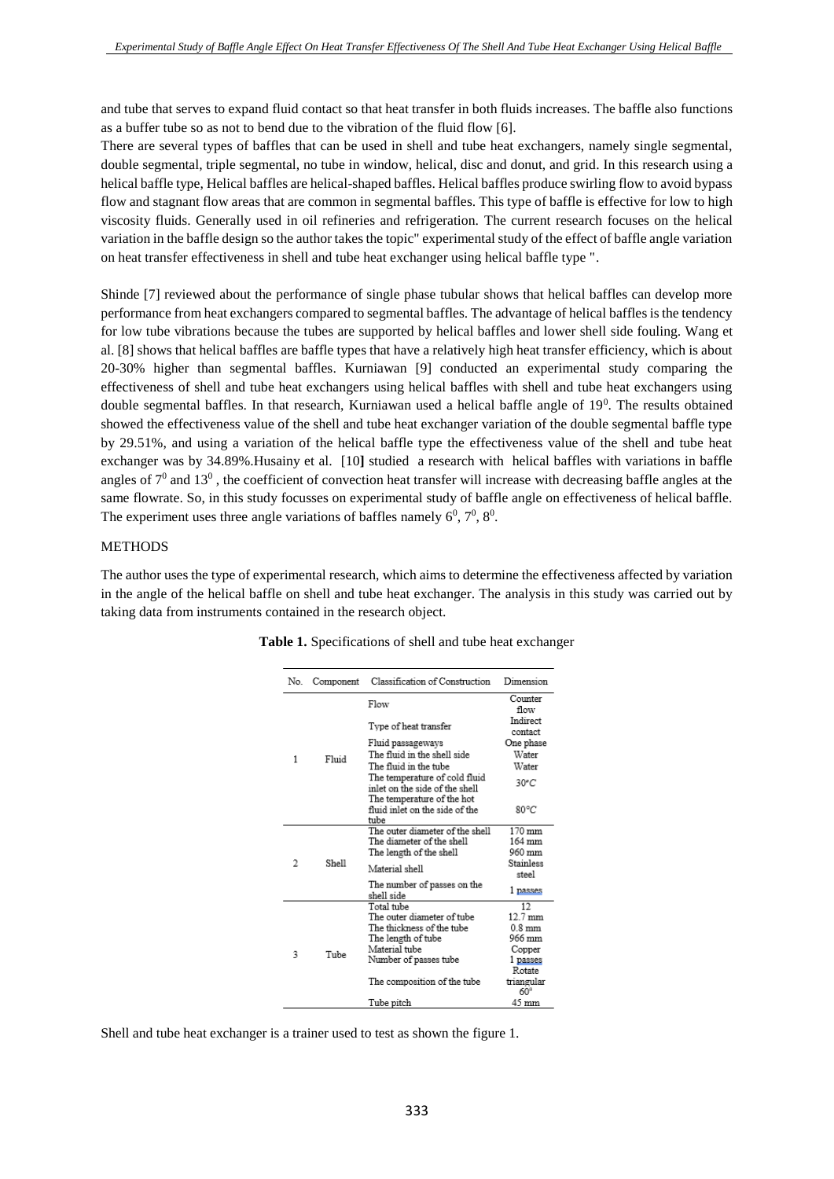and tube that serves to expand fluid contact so that heat transfer in both fluids increases. The baffle also functions as a buffer tube so as not to bend due to the vibration of the fluid flow [6].

There are several types of baffles that can be used in shell and tube heat exchangers, namely single segmental, double segmental, triple segmental, no tube in window, helical, disc and donut, and grid. In this research using a helical baffle type, Helical baffles are helical-shaped baffles. Helical baffles produce swirling flow to avoid bypass flow and stagnant flow areas that are common in segmental baffles. This type of baffle is effective for low to high viscosity fluids. Generally used in oil refineries and refrigeration. The current research focuses on the helical variation in the baffle design so the author takes the topic" experimental study of the effect of baffle angle variation on heat transfer effectiveness in shell and tube heat exchanger using helical baffle type ".

Shinde [7] reviewed about the performance of single phase tubular shows that helical baffles can develop more performance from heat exchangers compared to segmental baffles. The advantage of helical baffles is the tendency for low tube vibrations because the tubes are supported by helical baffles and lower shell side fouling. Wang et al. [8] shows that helical baffles are baffle types that have a relatively high heat transfer efficiency, which is about 20-30% higher than segmental baffles. Kurniawan [9] conducted an experimental study comparing the effectiveness of shell and tube heat exchangers using helical baffles with shell and tube heat exchangers using double segmental baffles. In that research, Kurniawan used a helical baffle angle of $19^0$. The results obtained showed the effectiveness value of the shell and tube heat exchanger variation of the double segmental baffle type by 29.51%, and using a variation of the helical baffle type the effectiveness value of the shell and tube heat exchanger was by 34.89%.Husainy et al. [10] studied a research with helical baffles with variations in baffle angles of $7^0$ and $13^0$ , the coefficient of convection heat transfer will increase with decreasing baffle angles at the same flowrate. So, in this study focusses on experimental study of baffle angle on effectiveness of helical baffle. The experiment uses three angle variations of baffles namely $6^0$, $7^0$, $8^0$.

## METHODS

The author uses the type of experimental research, which aims to determine the effectiveness affected by variation in the angle of the helical baffle on shell and tube heat exchanger. The analysis in this study was carried out by taking data from instruments contained in the research object.

**Table 1.** Specifications of shell and tube heat exchanger

| No. | Component | Classification of Construction | Dimension |
|---|---|---|---|
| 1 | Fluid | Flow | Counter flow |
| | | Type of heat transfer | Indirect contact |
| | | Fluid passageways | One phase |
| | | The fluid in the shell side | Water |
| | | The fluid in the tube | Water |
| | | The temperature of cold fluid inlet on the side of the shell | 30°C |
| | | The temperature of the hot fluid inlet on the side of the tube | 80°C |
| 2 | Shell | The outer diameter of the shell | 170 mm |
| | | The diameter of the shell | 164 mm |
| | | The length of the shell | 960 mm |
| | | Material shell | Stainless steel |
| | | The number of passes on the shell side | 1 passes |
| 3 | Tube | Total tube | 12 |
| | | The outer diameter of tube | 12.7 mm |
| | | The thickness of the tube | 0.8 mm |
| | | The length of tube | 966 mm |
| | | Material tube | Copper |
| | | Number of passes tube | 1 passes |
| | | The composition of the tube | Rotate triangular $60^0$ |
| | | Tube pitch | 45 mm |

Shell and tube heat exchanger is a trainer used to test as shown the figure 1.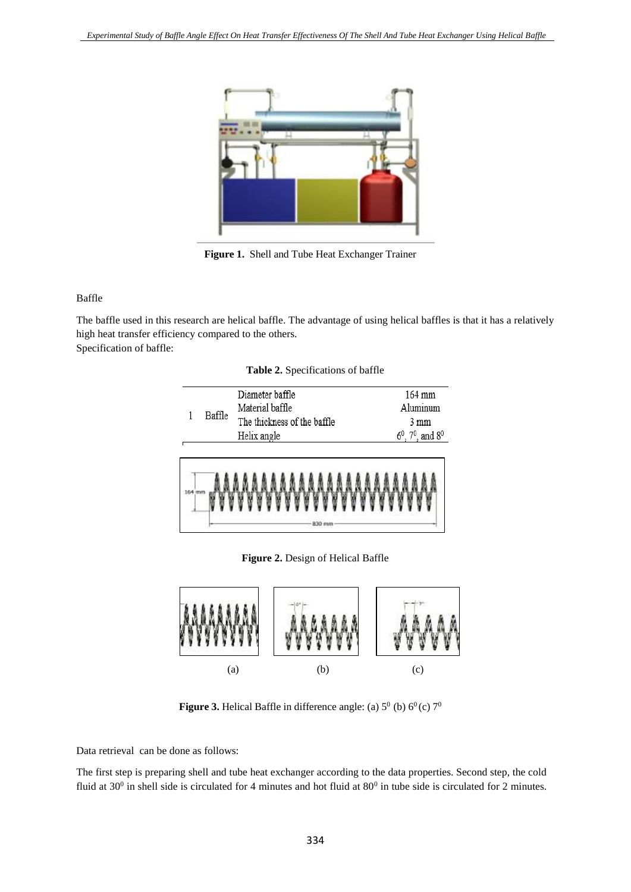**Figure 1.** Shell and Tube Heat Exchanger Trainer

Baffle

The baffle used in this research are helical baffle. The advantage of using helical baffles is that it has a relatively high heat transfer efficiency compared to the others.
Specification of baffle:

**Table 2.** Specifications of baffle

| | | | |
|---|---|---|---|
| 1 | Baffle | Diameter baffle | 164 mm |
| | | Material baffle | Aluminum |
| | | The thickness of the baffle | 3 mm |
| | | Helix angle | $6^0$, $7^0$, and $8^0$ |

**Figure 2.** Design of Helical Baffle

(a) (b) (c)

**Figure 3.** Helical Baffle in difference angle: (a) $5^0$ (b) $6^0$ (c) $7^0$

Data retrieval can be done as follows:

The first step is preparing shell and tube heat exchanger according to the data properties. Second step, the cold fluid at $30^0$ in shell side is circulated for 4 minutes and hot fluid at $80^0$ in tube side is circulated for 2 minutes.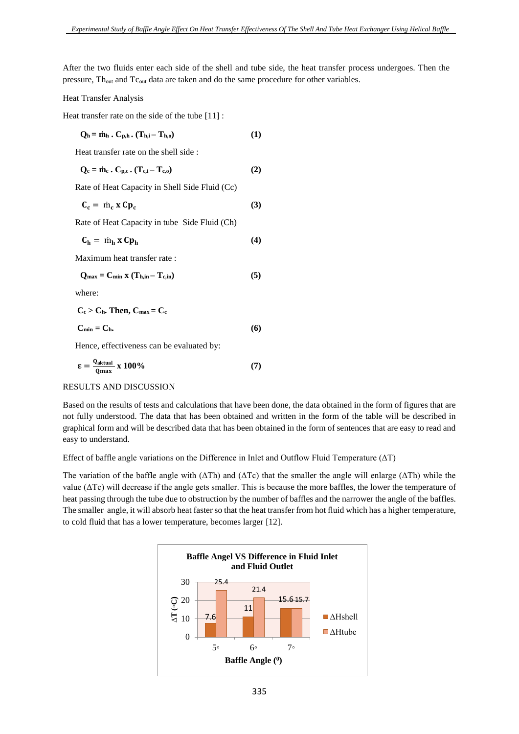After the two fluids enter each side of the shell and tube side, the heat transfer process undergoes. Then the pressure, $Th_{out}$ and $Tc_{out}$ data are taken and do the same procedure for other variables.

Heat Transfer Analysis

Heat transfer rate on the side of the tube [11] :

$$Q_h = \dot{m}_h \cdot C_{p,h} \cdot (T_{h,i} - T_{h,o}) \quad (1)$$

Heat transfer rate on the shell side :

$$Q_c = \dot{m}_c \cdot C_{p,c} \cdot (T_{c,i} - T_{c,o}) \quad (2)$$

Rate of Heat Capacity in Shell Side Fluid (Cc)

$$C_c = \dot{m}_c \times Cp_c \quad (3)$$

Rate of Heat Capacity in tube Side Fluid (Ch)

$$C_h = \dot{m}_h \times Cp_h \quad (4)$$

Maximum heat transfer rate :

$$Q_{max} = C_{min} \times (T_{h,in} - T_{c,in}) \quad (5)$$

where:

$C_c > C_h$. Then, $C_{max} = C_c$

$$C_{min} = C_h. \quad (6)$$

Hence, effectiveness can be evaluated by:

$$\varepsilon = \frac{Q_{aktual}}{Q_{max}} \times 100\% \quad (7)$$

RESULTS AND DISCUSSION

Based on the results of tests and calculations that have been done, the data obtained in the form of figures that are not fully understood. The data that has been obtained and written in the form of the table will be described in graphical form and will be described data that has been obtained in the form of sentences that are easy to read and easy to understand.

Effect of baffle angle variations on the Difference in Inlet and Outflow Fluid Temperature (ΔT)

The variation of the baffle angle with (ΔTh) and (ΔTc) that the smaller the angle will enlarge (ΔTh) while the value (ΔTc) will decrease if the angle gets smaller. This is because the more baffles, the lower the temperature of heat passing through the tube due to obstruction by the number of baffles and the narrower the angle of the baffles. The smaller angle, it will absorb heat faster so that the heat transfer from hot fluid which has a higher temperature, to cold fluid that has a lower temperature, becomes larger [12].

**Baffle Angel VS Difference in Fluid Inlet and Fluid Outlet**

| Baffle Angle (°) | ΔHshell (°C) | ΔHtube (°C) |
|---|---|---|
| 5° | 7.6 | 25.4 |
| 6° | 11 | 21.4 |
| 7° | 15.6 | 15.7 |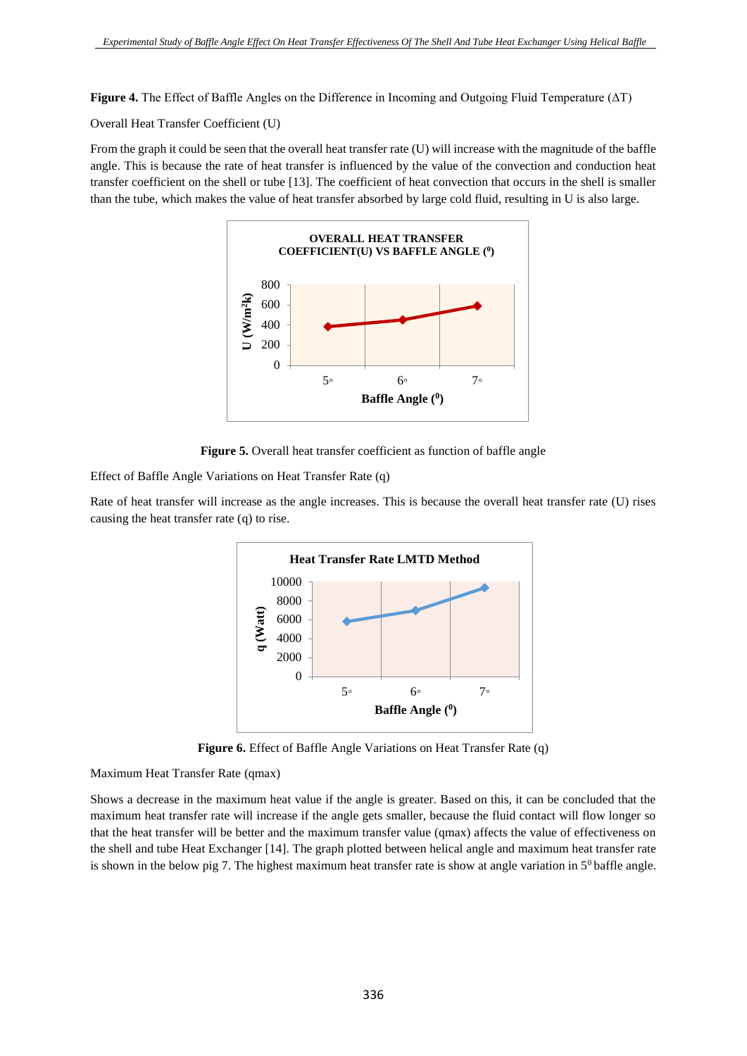**Figure 4.** The Effect of Baffle Angles on the Difference in Incoming and Outgoing Fluid Temperature (ΔT)

Overall Heat Transfer Coefficient (U)

From the graph it could be seen that the overall heat transfer rate (U) will increase with the magnitude of the baffle angle. This is because the rate of heat transfer is influenced by the value of the convection and conduction heat transfer coefficient on the shell or tube [13]. The coefficient of heat convection that occurs in the shell is smaller than the tube, which makes the value of heat transfer absorbed by large cold fluid, resulting in U is also large.

**Figure 5.** Overall heat transfer coefficient as function of baffle angle

Effect of Baffle Angle Variations on Heat Transfer Rate (q)

Rate of heat transfer will increase as the angle increases. This is because the overall heat transfer rate (U) rises causing the heat transfer rate (q) to rise.

**Figure 6.** Effect of Baffle Angle Variations on Heat Transfer Rate (q)

Maximum Heat Transfer Rate (qmax)

Shows a decrease in the maximum heat value if the angle is greater. Based on this, it can be concluded that the maximum heat transfer rate will increase if the angle gets smaller, because the fluid contact will flow longer so that the heat transfer will be better and the maximum transfer value (qmax) affects the value of effectiveness on the shell and tube Heat Exchanger [14]. The graph plotted between helical angle and maximum heat transfer rate is shown in the below pig 7. The highest maximum heat transfer rate is show at angle variation in $5^0$ baffle angle.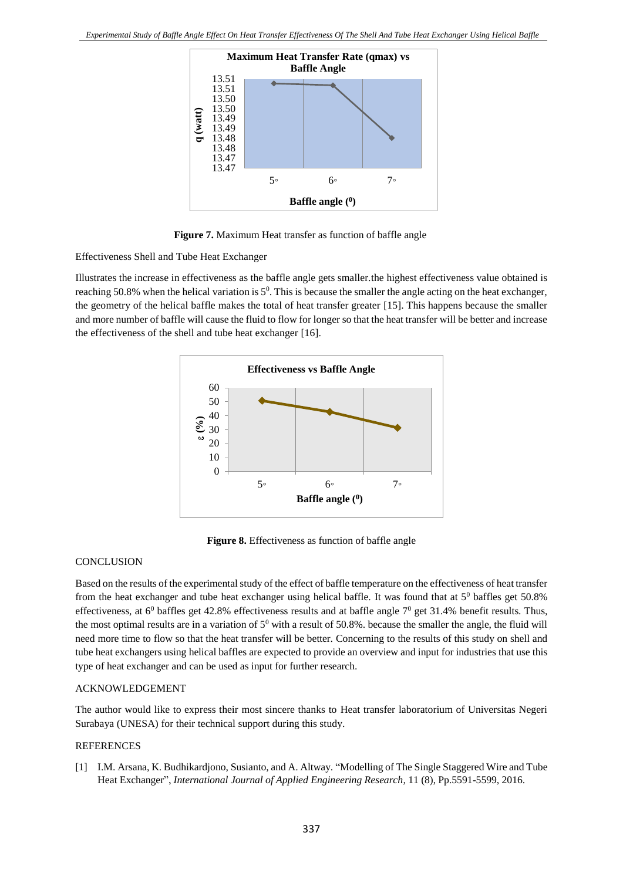Figure 7. Maximum Heat transfer as function of baffle angle

Effectiveness Shell and Tube Heat Exchanger

Illustrates the increase in effectiveness as the baffle angle gets smaller.the highest effectiveness value obtained is reaching 50.8% when the helical variation is $5^0$. This is because the smaller the angle acting on the heat exchanger, the geometry of the helical baffle makes the total of heat transfer greater [15]. This happens because the smaller and more number of baffle will cause the fluid to flow for longer so that the heat transfer will be better and increase the effectiveness of the shell and tube heat exchanger [16].

**Figure 8.** Effectiveness as function of baffle angle

## CONCLUSION

Based on the results of the experimental study of the effect of baffle temperature on the effectiveness of heat transfer from the heat exchanger and tube heat exchanger using helical baffle. It was found that at $5^0$ baffles get 50.8% effectiveness, at $6^0$ baffles get 42.8% effectiveness results and at baffle angle $7^0$ get 31.4% benefit results. Thus, the most optimal results are in a variation of $5^0$ with a result of 50.8%. because the smaller the angle, the fluid will need more time to flow so that the heat transfer will be better. Concerning to the results of this study on shell and tube heat exchangers using helical baffles are expected to provide an overview and input for industries that use this type of heat exchanger and can be used as input for further research.

## ACKNOWLEDGEMENT

The author would like to express their most sincere thanks to Heat transfer laboratorium of Universitas Negeri Surabaya (UNESA) for their technical support during this study.

## REFERENCES

[1] I.M. Arsana, K. Budhikardjono, Susianto, and A. Altway. "Modelling of The Single Staggered Wire and Tube Heat Exchanger", *International Journal of Applied Engineering Research,* 11 (8), Pp.5591-5599, 2016.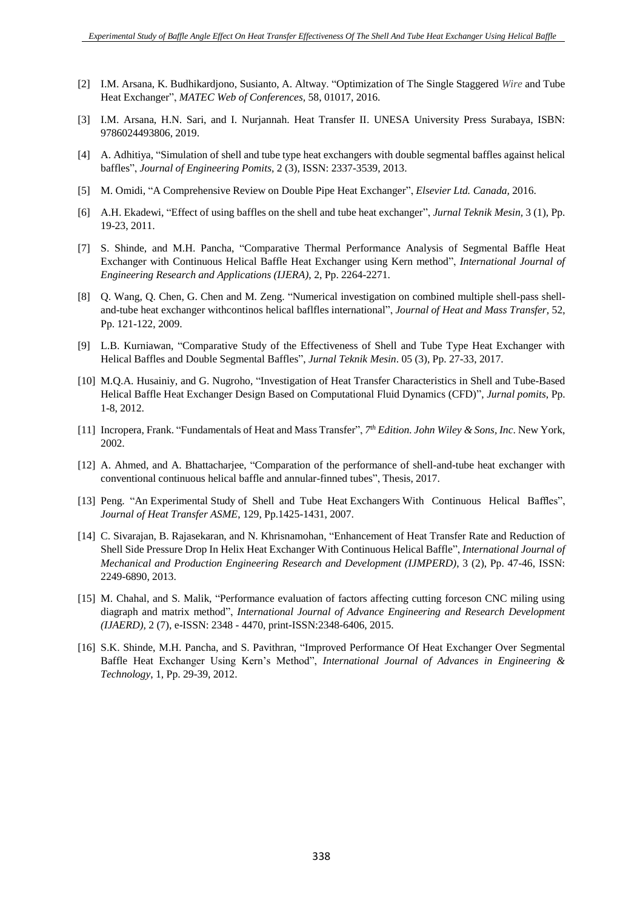[2] I.M. Arsana, K. Budhikardjono, Susianto, A. Altway. "Optimization of The Single Staggered *Wire* and Tube Heat Exchanger", *MATEC Web of Conferences*, 58, 01017, 2016.

[3] I.M. Arsana, H.N. Sari, and I. Nurjannah. Heat Transfer II. UNESA University Press Surabaya, ISBN: 9786024493806, 2019.

[4] A. Adhitiya, "Simulation of shell and tube type heat exchangers with double segmental baffles against helical baffles", *Journal of Engineering Pomits*, 2 (3), ISSN: 2337-3539, 2013.

[5] M. Omidi, "A Comprehensive Review on Double Pipe Heat Exchanger", *Elsevier Ltd. Canada*, 2016.

[6] A.H. Ekadewi, "Effect of using baffles on the shell and tube heat exchanger", *Jurnal Teknik Mesin*, 3 (1), Pp. 19-23, 2011.

[7] S. Shinde, and M.H. Pancha, "Comparative Thermal Performance Analysis of Segmental Baffle Heat Exchanger with Continuous Helical Baffle Heat Exchanger using Kern method", *International Journal of Engineering Research and Applications (IJERA)*, 2, Pp. 2264-2271.

[8] Q. Wang, Q. Chen, G. Chen and M. Zeng. "Numerical investigation on combined multiple shell-pass shell-and-tube heat exchanger withcontinos helical baflfles international", *Journal of Heat and Mass Transfer*, 52, Pp. 121-122, 2009.

[9] L.B. Kurniawan, "Comparative Study of the Effectiveness of Shell and Tube Type Heat Exchanger with Helical Baffles and Double Segmental Baffles", *Jurnal Teknik Mesin*. 05 (3), Pp. 27-33, 2017.

[10] M.Q.A. Husainiy, and G. Nugroho, "Investigation of Heat Transfer Characteristics in Shell and Tube-Based Helical Baffle Heat Exchanger Design Based on Computational Fluid Dynamics (CFD)", *Jurnal pomits*, Pp. 1-8, 2012.

[11] Incropera, Frank. "Fundamentals of Heat and Mass Transfer", *7th Edition. John Wiley & Sons, Inc*. New York, 2002.

[12] A. Ahmed, and A. Bhattacharjee, "Comparation of the performance of shell-and-tube heat exchanger with conventional continuous helical baffle and annular-finned tubes", Thesis, 2017.

[13] Peng. "An Experimental Study of Shell and Tube Heat Exchangers With Continuous Helical Baffles", *Journal of Heat Transfer ASME*, 129, Pp.1425-1431, 2007.

[14] C. Sivarajan, B. Rajasekaran, and N. Khrisnamohan, "Enhancement of Heat Transfer Rate and Reduction of Shell Side Pressure Drop In Helix Heat Exchanger With Continuous Helical Baffle", *International Journal of Mechanical and Production Engineering Research and Development (IJMPERD)*, 3 (2), Pp. 47-46, ISSN: 2249-6890, 2013.

[15] M. Chahal, and S. Malik, "Performance evaluation of factors affecting cutting forceson CNC miling using diagraph and matrix method", *International Journal of Advance Engineering and Research Development (IJAERD)*, 2 (7), e-ISSN: 2348 - 4470, print-ISSN:2348-6406, 2015.

[16] S.K. Shinde, M.H. Pancha, and S. Pavithran, "Improved Performance Of Heat Exchanger Over Segmental Baffle Heat Exchanger Using Kern's Method", *International Journal of Advances in Engineering & Technology*, 1, Pp. 29-39, 2012.